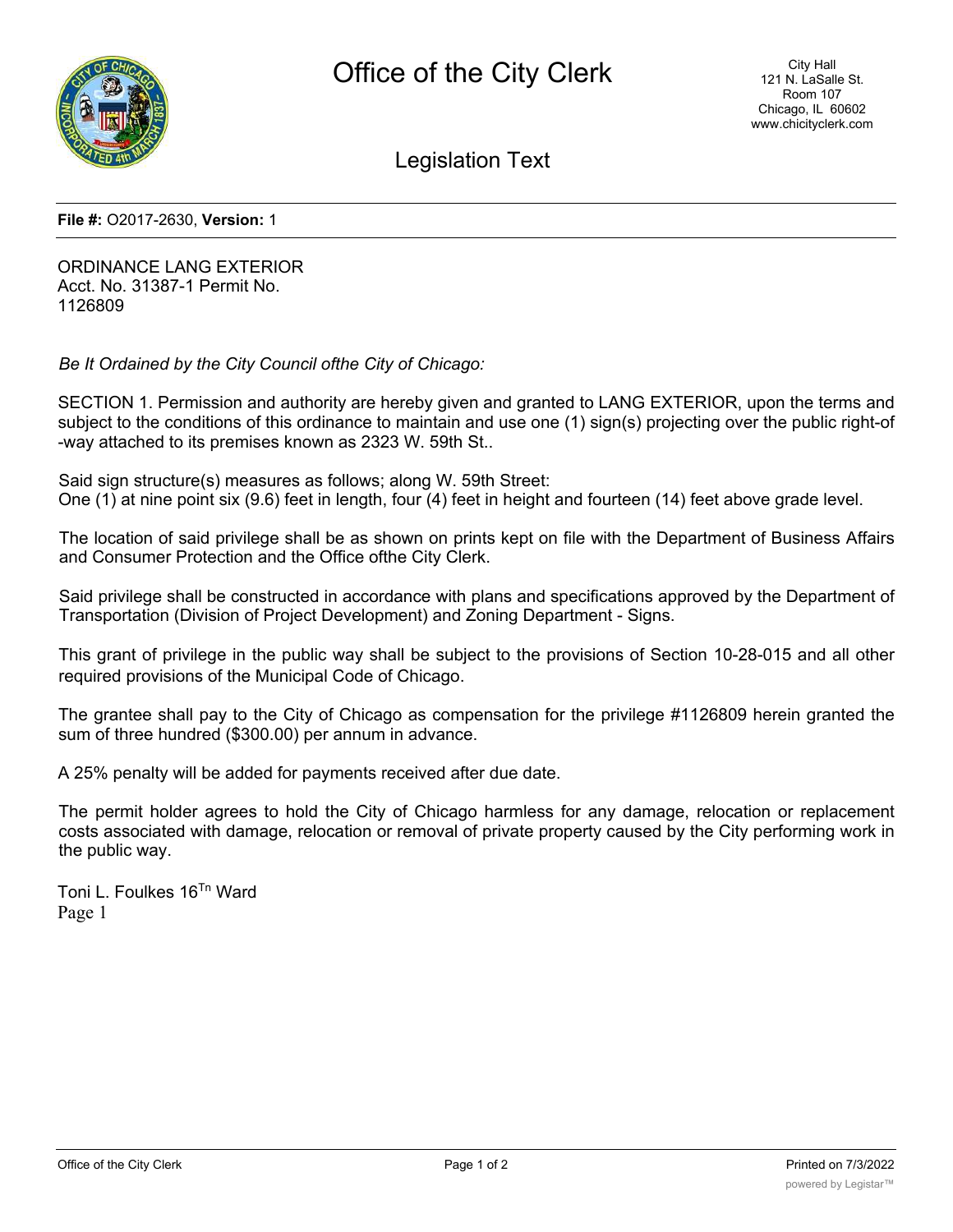# Office of the City Clerk

City Hall
121 N. LaSalle St.
Room 107
Chicago, IL 60602
www.chicityclerk.com

## Legislation Text

**File #:** O2017-2630, **Version:** 1

ORDINANCE LANG EXTERIOR
Acct. No. 31387-1 Permit No.
1126809

*Be It Ordained by the City Council ofthe City of Chicago:*

SECTION 1. Permission and authority are hereby given and granted to LANG EXTERIOR, upon the terms and subject to the conditions of this ordinance to maintain and use one (1) sign(s) projecting over the public right-of -way attached to its premises known as 2323 W. 59th St..

Said sign structure(s) measures as follows; along W. 59th Street:
One (1) at nine point six (9.6) feet in length, four (4) feet in height and fourteen (14) feet above grade level.

The location of said privilege shall be as shown on prints kept on file with the Department of Business Affairs and Consumer Protection and the Office ofthe City Clerk.

Said privilege shall be constructed in accordance with plans and specifications approved by the Department of Transportation (Division of Project Development) and Zoning Department - Signs.

This grant of privilege in the public way shall be subject to the provisions of Section 10-28-015 and all other required provisions of the Municipal Code of Chicago.

The grantee shall pay to the City of Chicago as compensation for the privilege #1126809 herein granted the sum of three hundred ($300.00) per annum in advance.

A 25% penalty will be added for payments received after due date.

The permit holder agrees to hold the City of Chicago harmless for any damage, relocation or replacement costs associated with damage, relocation or removal of private property caused by the City performing work in the public way.

Toni L. Foulkes 16Tn Ward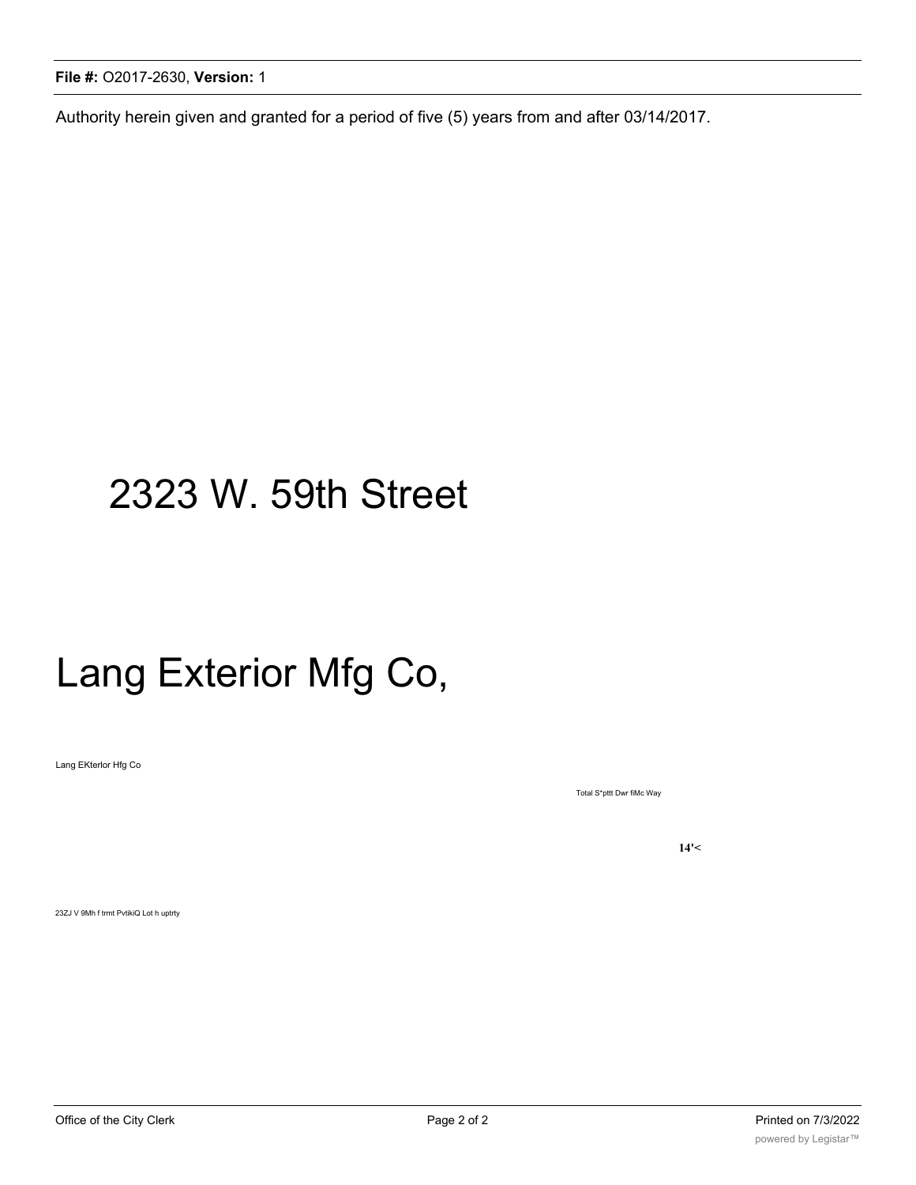**File #:** O2017-2630, **Version:** 1

Authority herein given and granted for a period of five (5) years from and after 03/14/2017.

2323 W. 59th Street

Lang Exterior Mfg Co,

Lang EKterlor Hfg Co

Total S*pttt Dwr fiMc Way

14'<

23ZJ V 9Mh f trmt PvtikiQ Lot h uptrty